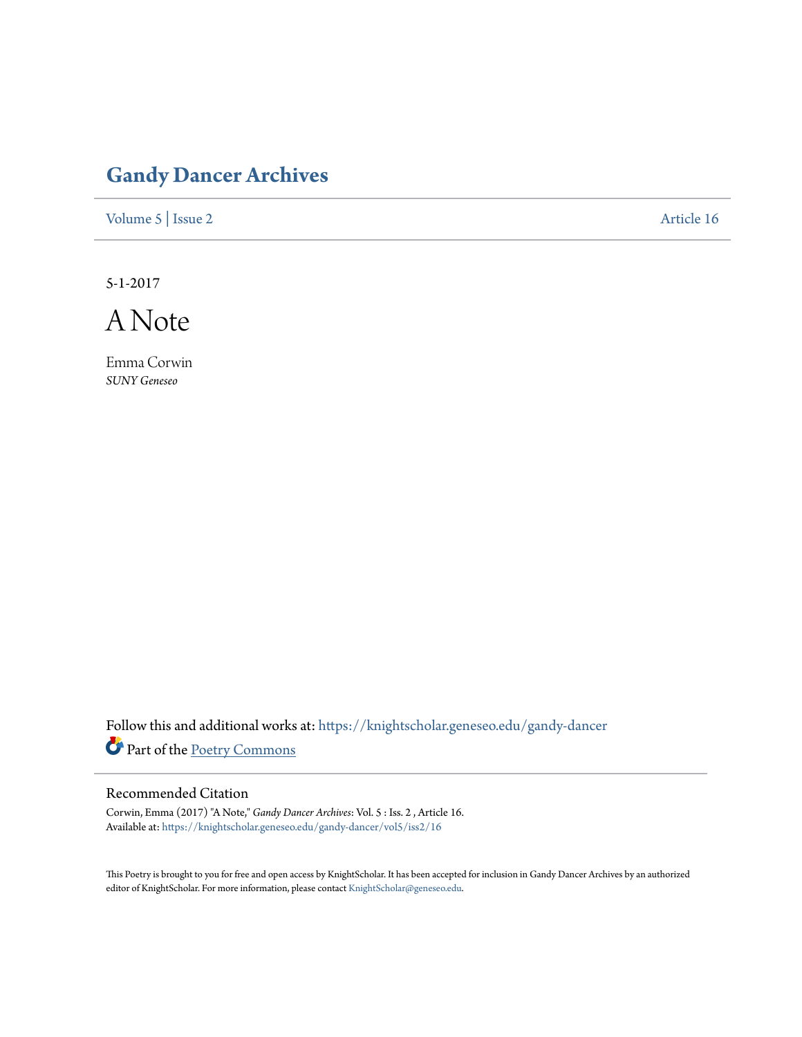# Gandy Dancer Archives

Volume 5 | Issue 2 Article 16

5-1-2017

## A Note

Emma Corwin
*SUNY Geneseo*

Follow this and additional works at: https://knightscholar.geneseo.edu/gandy-dancer

Part of the Poetry Commons

### Recommended Citation

Corwin, Emma (2017) "A Note," *Gandy Dancer Archives*: Vol. 5 : Iss. 2 , Article 16.
Available at: https://knightscholar.geneseo.edu/gandy-dancer/vol5/iss2/16

This Poetry is brought to you for free and open access by KnightScholar. It has been accepted for inclusion in Gandy Dancer Archives by an authorized editor of KnightScholar. For more information, please contact KnightScholar@geneseo.edu.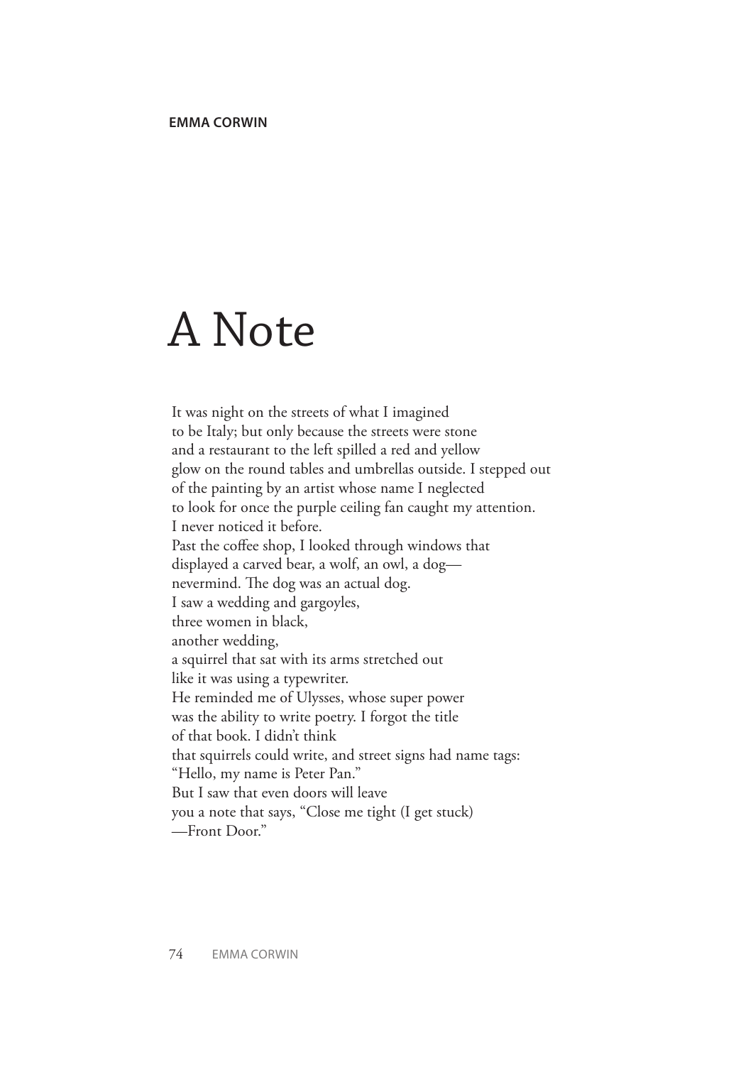**EMMA CORWIN**

# A Note

It was night on the streets of what I imagined
to be Italy; but only because the streets were stone
and a restaurant to the left spilled a red and yellow
glow on the round tables and umbrellas outside. I stepped out
of the painting by an artist whose name I neglected
to look for once the purple ceiling fan caught my attention.
I never noticed it before.
Past the coffee shop, I looked through windows that
displayed a carved bear, a wolf, an owl, a dog—
nevermind. The dog was an actual dog.
I saw a wedding and gargoyles,
three women in black,
another wedding,
a squirrel that sat with its arms stretched out
like it was using a typewriter.
He reminded me of Ulysses, whose super power
was the ability to write poetry. I forgot the title
of that book. I didn't think
that squirrels could write, and street signs had name tags:
"Hello, my name is Peter Pan."
But I saw that even doors will leave
you a note that says, "Close me tight (I get stuck)
—Front Door."